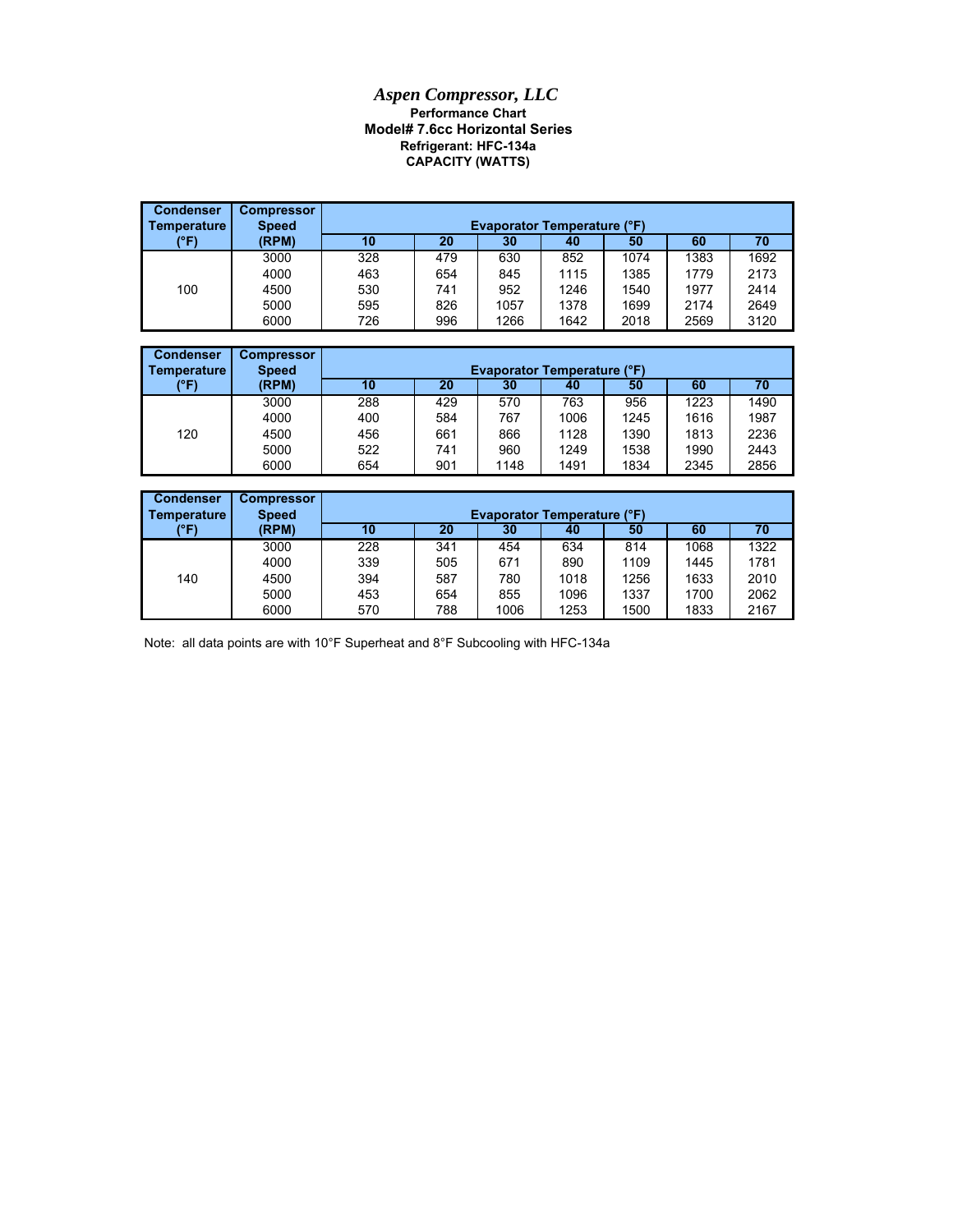# *Aspen Compressor, LLC*

**Performance Chart**

**Model# 7.6cc Horizontal Series**

**Refrigerant: HFC-134a**

**CAPACITY (WATTS)**

| Condenser Temperature (°F) | Compressor Speed (RPM) | Evaporator Temperature (°F) | | | | | | |
|---|---|---|---|---|---|---|---|---|
| | | 10 | 20 | 30 | 40 | 50 | 60 | 70 |
| 100 | 3000 | 328 | 479 | 630 | 852 | 1074 | 1383 | 1692 |
| | 4000 | 463 | 654 | 845 | 1115 | 1385 | 1779 | 2173 |
| | 4500 | 530 | 741 | 952 | 1246 | 1540 | 1977 | 2414 |
| | 5000 | 595 | 826 | 1057 | 1378 | 1699 | 2174 | 2649 |
| | 6000 | 726 | 996 | 1266 | 1642 | 2018 | 2569 | 3120 |

| Condenser Temperature (°F) | Compressor Speed (RPM) | Evaporator Temperature (°F) | | | | | | |
|---|---|---|---|---|---|---|---|---|
| | | 10 | 20 | 30 | 40 | 50 | 60 | 70 |
| 120 | 3000 | 288 | 429 | 570 | 763 | 956 | 1223 | 1490 |
| | 4000 | 400 | 584 | 767 | 1006 | 1245 | 1616 | 1987 |
| | 4500 | 456 | 661 | 866 | 1128 | 1390 | 1813 | 2236 |
| | 5000 | 522 | 741 | 960 | 1249 | 1538 | 1990 | 2443 |
| | 6000 | 654 | 901 | 1148 | 1491 | 1834 | 2345 | 2856 |

| Condenser Temperature (°F) | Compressor Speed (RPM) | Evaporator Temperature (°F) | | | | | | |
|---|---|---|---|---|---|---|---|---|
| | | 10 | 20 | 30 | 40 | 50 | 60 | 70 |
| 140 | 3000 | 228 | 341 | 454 | 634 | 814 | 1068 | 1322 |
| | 4000 | 339 | 505 | 671 | 890 | 1109 | 1445 | 1781 |
| | 4500 | 394 | 587 | 780 | 1018 | 1256 | 1633 | 2010 |
| | 5000 | 453 | 654 | 855 | 1096 | 1337 | 1700 | 2062 |
| | 6000 | 570 | 788 | 1006 | 1253 | 1500 | 1833 | 2167 |

Note: all data points are with 10°F Superheat and 8°F Subcooling with HFC-134a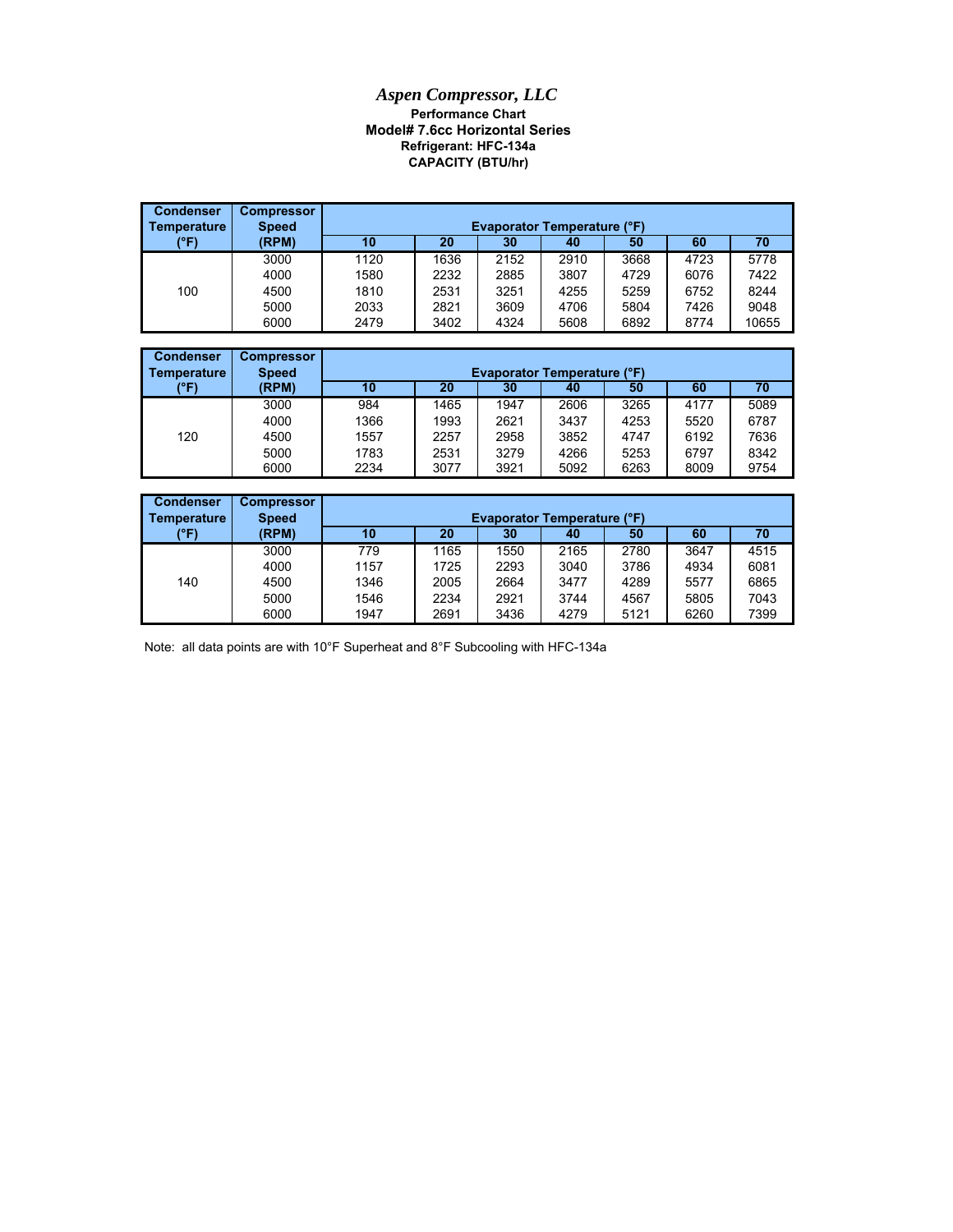# *Aspen Compressor, LLC*

**Performance Chart**

**Model# 7.6cc Horizontal Series**

**Refrigerant: HFC-134a**

**CAPACITY (BTU/hr)**

| Condenser Temperature (°F) | Compressor Speed (RPM) | Evaporator Temperature (°F) | | | | | | |
|---|---|---|---|---|---|---|---|---|
| | | 10 | 20 | 30 | 40 | 50 | 60 | 70 |
| 100 | 3000 | 1120 | 1636 | 2152 | 2910 | 3668 | 4723 | 5778 |
| | 4000 | 1580 | 2232 | 2885 | 3807 | 4729 | 6076 | 7422 |
| | 4500 | 1810 | 2531 | 3251 | 4255 | 5259 | 6752 | 8244 |
| | 5000 | 2033 | 2821 | 3609 | 4706 | 5804 | 7426 | 9048 |
| | 6000 | 2479 | 3402 | 4324 | 5608 | 6892 | 8774 | 10655 |

| Condenser Temperature (°F) | Compressor Speed (RPM) | Evaporator Temperature (°F) | | | | | | |
|---|---|---|---|---|---|---|---|---|
| | | 10 | 20 | 30 | 40 | 50 | 60 | 70 |
| 120 | 3000 | 984 | 1465 | 1947 | 2606 | 3265 | 4177 | 5089 |
| | 4000 | 1366 | 1993 | 2621 | 3437 | 4253 | 5520 | 6787 |
| | 4500 | 1557 | 2257 | 2958 | 3852 | 4747 | 6192 | 7636 |
| | 5000 | 1783 | 2531 | 3279 | 4266 | 5253 | 6797 | 8342 |
| | 6000 | 2234 | 3077 | 3921 | 5092 | 6263 | 8009 | 9754 |

| Condenser Temperature (°F) | Compressor Speed (RPM) | Evaporator Temperature (°F) | | | | | | |
|---|---|---|---|---|---|---|---|---|
| | | 10 | 20 | 30 | 40 | 50 | 60 | 70 |
| 140 | 3000 | 779 | 1165 | 1550 | 2165 | 2780 | 3647 | 4515 |
| | 4000 | 1157 | 1725 | 2293 | 3040 | 3786 | 4934 | 6081 |
| | 4500 | 1346 | 2005 | 2664 | 3477 | 4289 | 5577 | 6865 |
| | 5000 | 1546 | 2234 | 2921 | 3744 | 4567 | 5805 | 7043 |
| | 6000 | 1947 | 2691 | 3436 | 4279 | 5121 | 6260 | 7399 |

Note: all data points are with 10°F Superheat and 8°F Subcooling with HFC-134a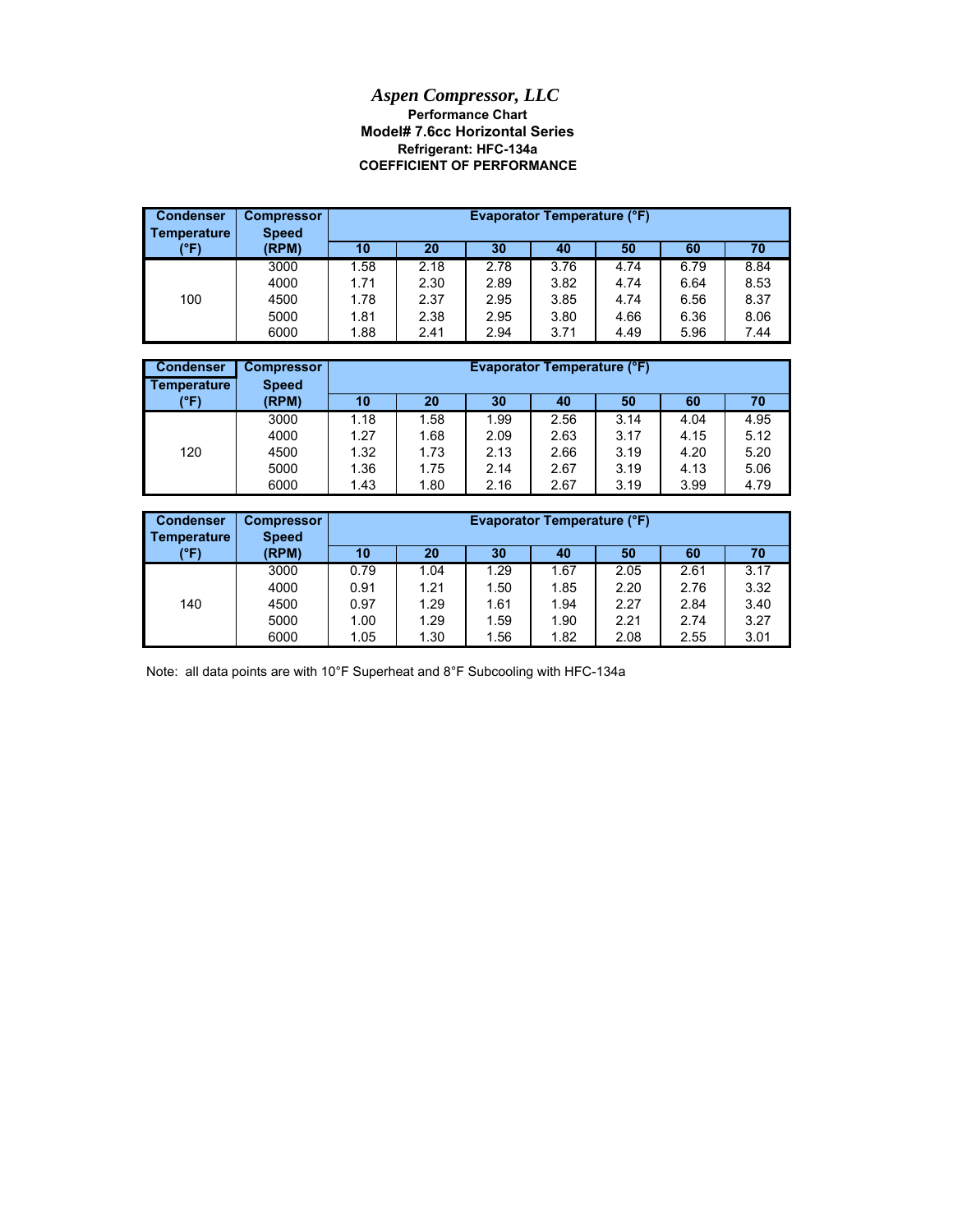# *Aspen Compressor, LLC*

**Performance Chart**

**Model# 7.6cc Horizontal Series**

**Refrigerant: HFC-134a**

**COEFFICIENT OF PERFORMANCE**

| Condenser Temperature (°F) | Compressor Speed (RPM) | Evaporator Temperature (°F) | | | | | | |
|---|---|---|---|---|---|---|---|---|
| | | 10 | 20 | 30 | 40 | 50 | 60 | 70 |
| 100 | 3000 | 1.58 | 2.18 | 2.78 | 3.76 | 4.74 | 6.79 | 8.84 |
| | 4000 | 1.71 | 2.30 | 2.89 | 3.82 | 4.74 | 6.64 | 8.53 |
| | 4500 | 1.78 | 2.37 | 2.95 | 3.85 | 4.74 | 6.56 | 8.37 |
| | 5000 | 1.81 | 2.38 | 2.95 | 3.80 | 4.66 | 6.36 | 8.06 |
| | 6000 | 1.88 | 2.41 | 2.94 | 3.71 | 4.49 | 5.96 | 7.44 |

| Condenser Temperature (°F) | Compressor Speed (RPM) | Evaporator Temperature (°F) | | | | | | |
|---|---|---|---|---|---|---|---|---|
| | | 10 | 20 | 30 | 40 | 50 | 60 | 70 |
| 120 | 3000 | 1.18 | 1.58 | 1.99 | 2.56 | 3.14 | 4.04 | 4.95 |
| | 4000 | 1.27 | 1.68 | 2.09 | 2.63 | 3.17 | 4.15 | 5.12 |
| | 4500 | 1.32 | 1.73 | 2.13 | 2.66 | 3.19 | 4.20 | 5.20 |
| | 5000 | 1.36 | 1.75 | 2.14 | 2.67 | 3.19 | 4.13 | 5.06 |
| | 6000 | 1.43 | 1.80 | 2.16 | 2.67 | 3.19 | 3.99 | 4.79 |

| Condenser Temperature (°F) | Compressor Speed (RPM) | Evaporator Temperature (°F) | | | | | | |
|---|---|---|---|---|---|---|---|---|
| | | 10 | 20 | 30 | 40 | 50 | 60 | 70 |
| 140 | 3000 | 0.79 | 1.04 | 1.29 | 1.67 | 2.05 | 2.61 | 3.17 |
| | 4000 | 0.91 | 1.21 | 1.50 | 1.85 | 2.20 | 2.76 | 3.32 |
| | 4500 | 0.97 | 1.29 | 1.61 | 1.94 | 2.27 | 2.84 | 3.40 |
| | 5000 | 1.00 | 1.29 | 1.59 | 1.90 | 2.21 | 2.74 | 3.27 |
| | 6000 | 1.05 | 1.30 | 1.56 | 1.82 | 2.08 | 2.55 | 3.01 |

Note: all data points are with 10°F Superheat and 8°F Subcooling with HFC-134a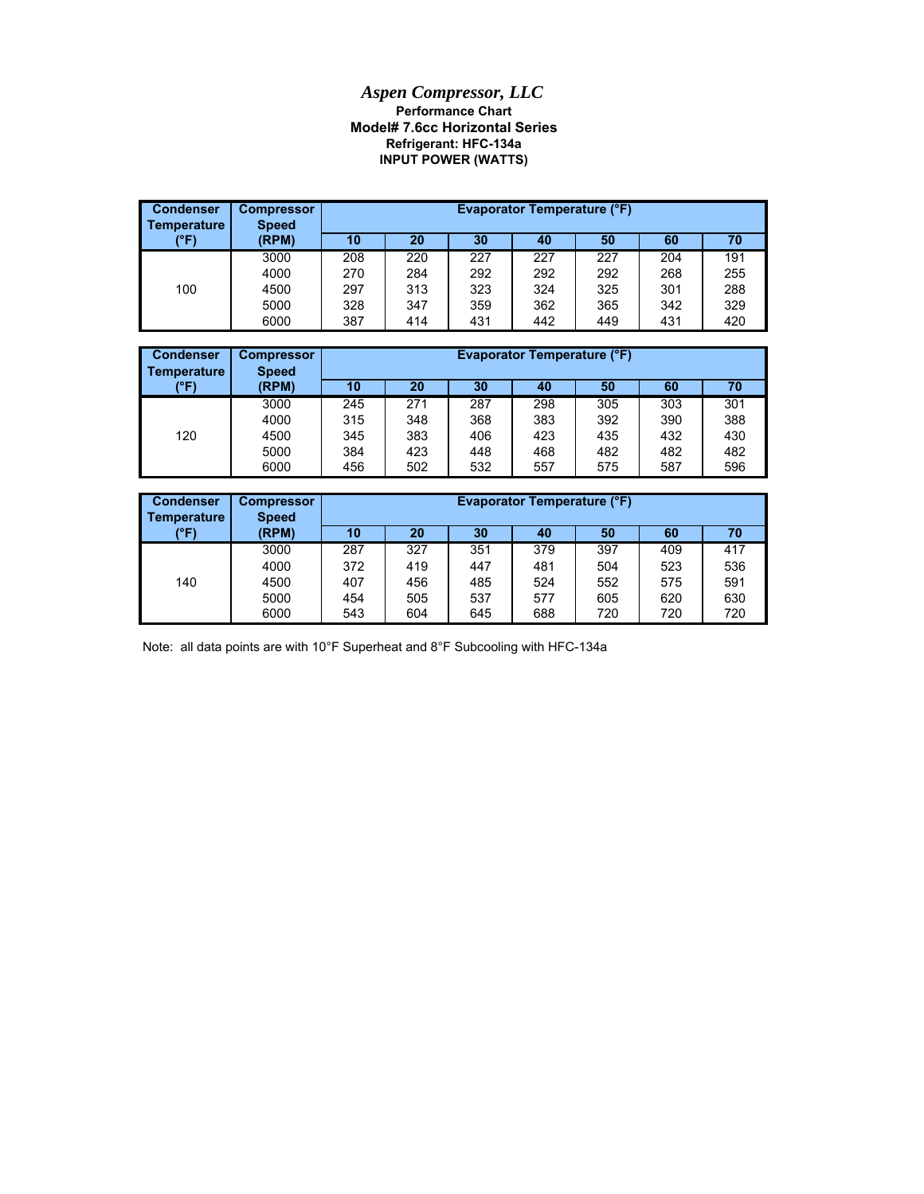# *Aspen Compressor, LLC*

**Performance Chart**

**Model# 7.6cc Horizontal Series**

**Refrigerant: HFC-134a**

**INPUT POWER (WATTS)**

| Condenser Temperature (°F) | Compressor Speed (RPM) | Evaporator Temperature (°F) | | | | | | |
|---|---|---|---|---|---|---|---|---|
| | | 10 | 20 | 30 | 40 | 50 | 60 | 70 |
| 100 | 3000 | 208 | 220 | 227 | 227 | 227 | 204 | 191 |
| | 4000 | 270 | 284 | 292 | 292 | 292 | 268 | 255 |
| | 4500 | 297 | 313 | 323 | 324 | 325 | 301 | 288 |
| | 5000 | 328 | 347 | 359 | 362 | 365 | 342 | 329 |
| | 6000 | 387 | 414 | 431 | 442 | 449 | 431 | 420 |

| Condenser Temperature (°F) | Compressor Speed (RPM) | Evaporator Temperature (°F) | | | | | | |
|---|---|---|---|---|---|---|---|---|
| | | 10 | 20 | 30 | 40 | 50 | 60 | 70 |
| 120 | 3000 | 245 | 271 | 287 | 298 | 305 | 303 | 301 |
| | 4000 | 315 | 348 | 368 | 383 | 392 | 390 | 388 |
| | 4500 | 345 | 383 | 406 | 423 | 435 | 432 | 430 |
| | 5000 | 384 | 423 | 448 | 468 | 482 | 482 | 482 |
| | 6000 | 456 | 502 | 532 | 557 | 575 | 587 | 596 |

| Condenser Temperature (°F) | Compressor Speed (RPM) | Evaporator Temperature (°F) | | | | | | |
|---|---|---|---|---|---|---|---|---|
| | | 10 | 20 | 30 | 40 | 50 | 60 | 70 |
| 140 | 3000 | 287 | 327 | 351 | 379 | 397 | 409 | 417 |
| | 4000 | 372 | 419 | 447 | 481 | 504 | 523 | 536 |
| | 4500 | 407 | 456 | 485 | 524 | 552 | 575 | 591 |
| | 5000 | 454 | 505 | 537 | 577 | 605 | 620 | 630 |
| | 6000 | 543 | 604 | 645 | 688 | 720 | 720 | 720 |

Note: all data points are with 10°F Superheat and 8°F Subcooling with HFC-134a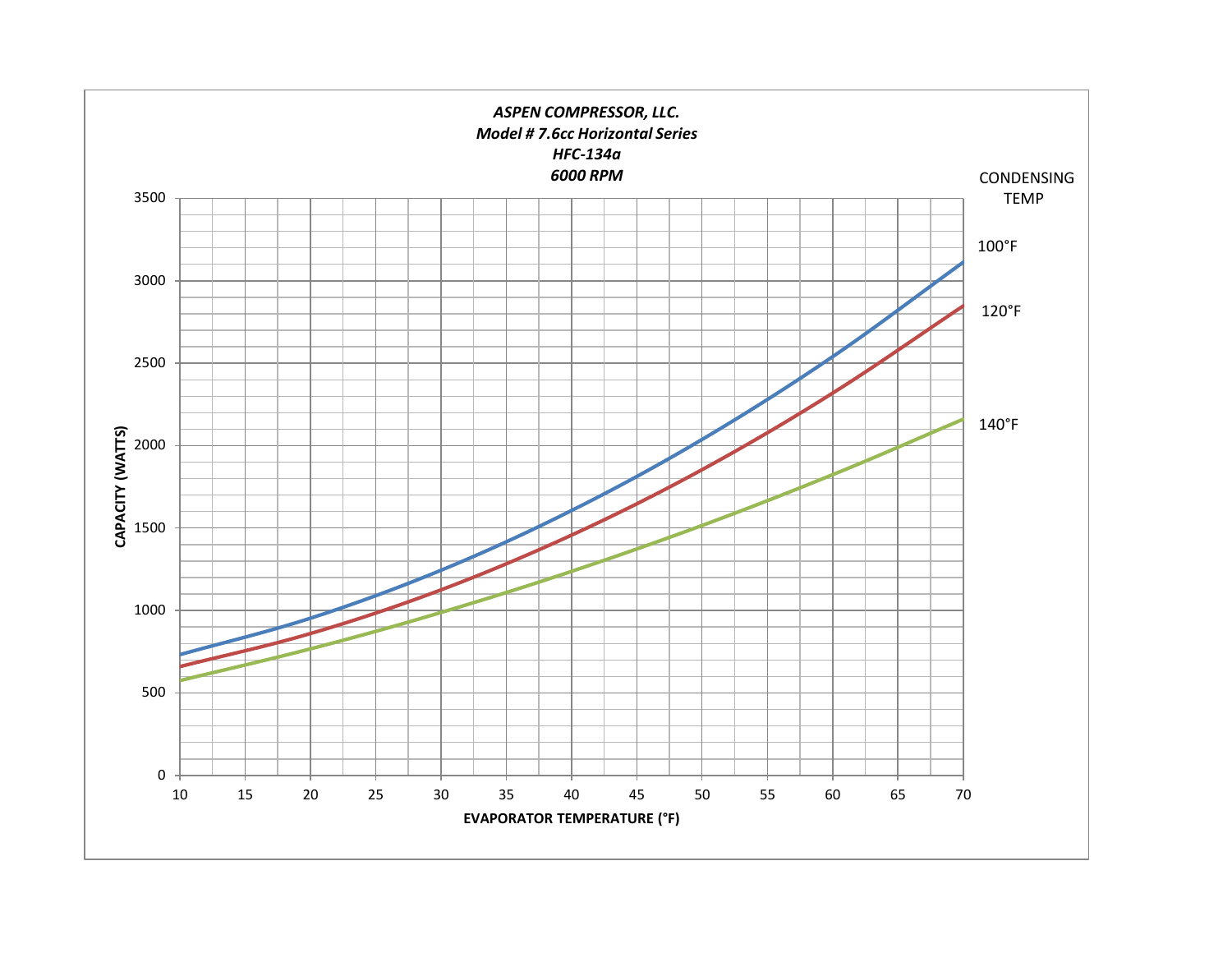***ASPEN COMPRESSOR, LLC.***
***Model # 7.6cc Horizontal Series***
***HFC-134a***
***6000 RPM***

CONDENSING TEMP

100°F

120°F

140°F

**CAPACITY (WATTS)**

3500, 3000, 2500, 2000, 1500, 1000, 500, 0

10, 15, 20, 25, 30, 35, 40, 45, 50, 55, 60, 65, 70

**EVAPORATOR TEMPERATURE (°F)**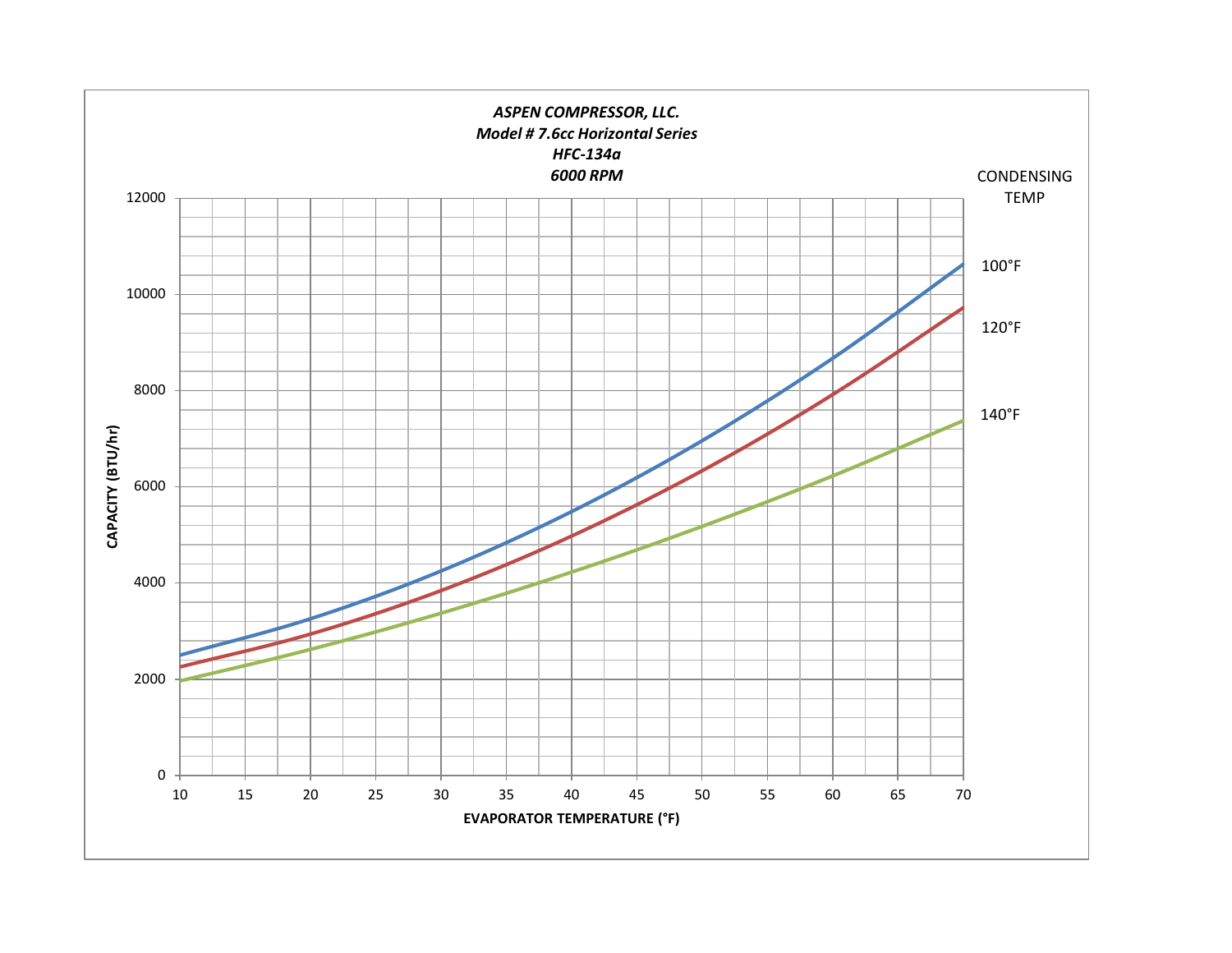*ASPEN COMPRESSOR, LLC.*
*Model # 7.6cc Horizontal Series*
*HFC-134a*
*6000 RPM*

CONDENSING TEMP

100°F

120°F

140°F

**CAPACITY (BTU/hr)**

**EVAPORATOR TEMPERATURE (°F)**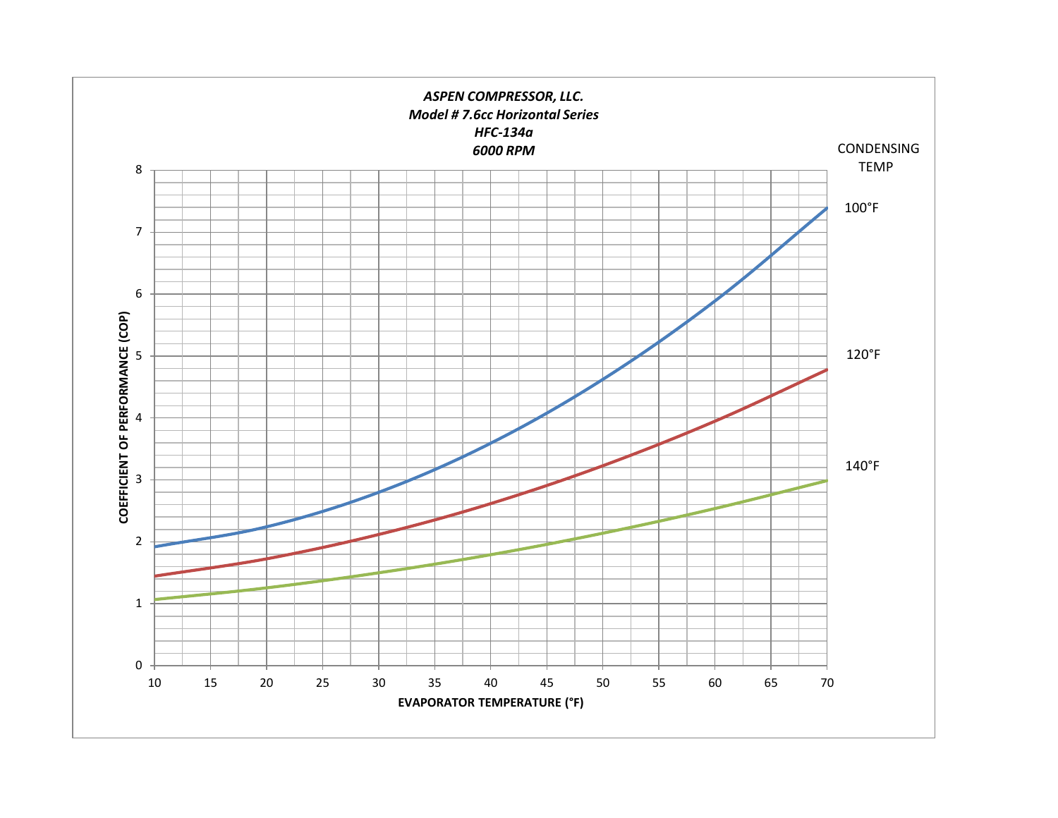*ASPEN COMPRESSOR, LLC.*
*Model # 7.6cc Horizontal Series*
*HFC-134a*
*6000 RPM*

CONDENSING TEMP

100°F

120°F

140°F

COEFFICIENT OF PERFORMANCE (COP)

0
1
2
3
4
5
6
7
8

10 15 20 25 30 35 40 45 50 55 60 65 70

EVAPORATOR TEMPERATURE (°F)